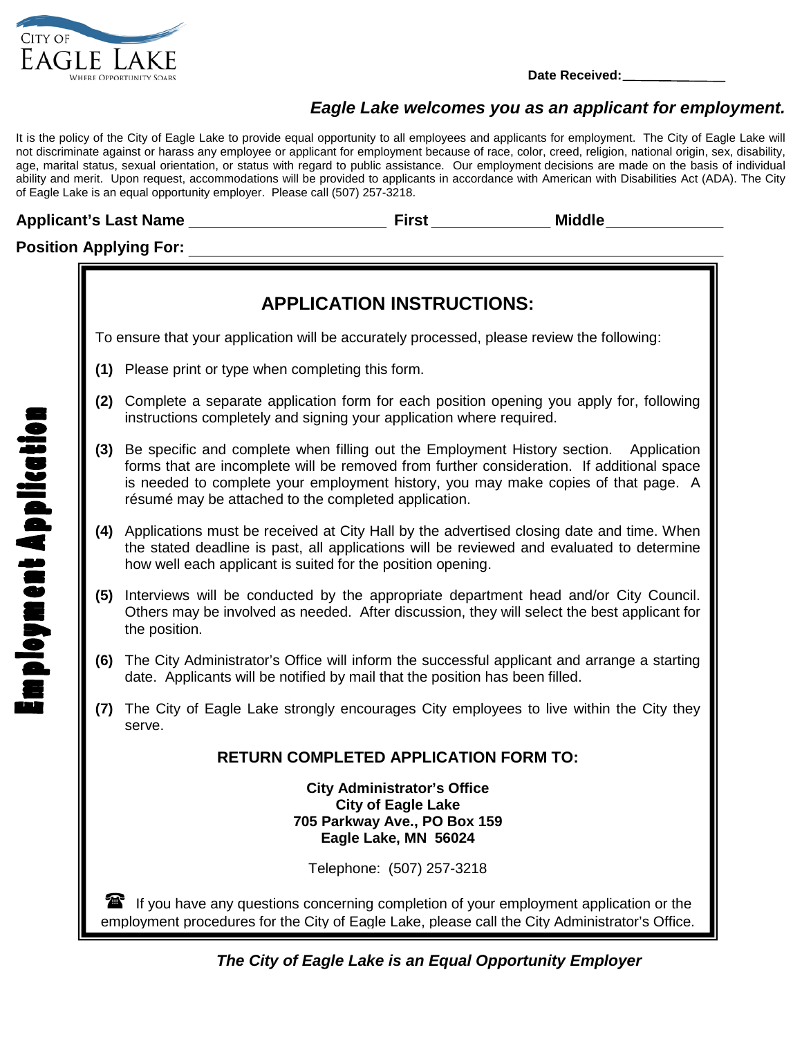CITY OF EAGLE LAKE
WHERE OPPORTUNITY SOARS

**Date Received:**_______________

***Eagle Lake welcomes you as an applicant for employment.***

It is the policy of the City of Eagle Lake to provide equal opportunity to all employees and applicants for employment. The City of Eagle Lake will not discriminate against or harass any employee or applicant for employment because of race, color, creed, religion, national origin, sex, disability, age, marital status, sexual orientation, or status with regard to public assistance. Our employment decisions are made on the basis of individual ability and merit. Upon request, accommodations will be provided to applicants in accordance with American with Disabilities Act (ADA). The City of Eagle Lake is an equal opportunity employer. Please call (507) 257-3218.

**Applicant's Last Name** ________________________ **First** ______________ **Middle** ______________

**Position Applying For:** ______________________________________________________________

**Employment Application**

## APPLICATION INSTRUCTIONS:

To ensure that your application will be accurately processed, please review the following:

**(1)** Please print or type when completing this form.

**(2)** Complete a separate application form for each position opening you apply for, following instructions completely and signing your application where required.

**(3)** Be specific and complete when filling out the Employment History section. Application forms that are incomplete will be removed from further consideration. If additional space is needed to complete your employment history, you may make copies of that page. A résumé may be attached to the completed application.

**(4)** Applications must be received at City Hall by the advertised closing date and time. When the stated deadline is past, all applications will be reviewed and evaluated to determine how well each applicant is suited for the position opening.

**(5)** Interviews will be conducted by the appropriate department head and/or City Council. Others may be involved as needed. After discussion, they will select the best applicant for the position.

**(6)** The City Administrator's Office will inform the successful applicant and arrange a starting date. Applicants will be notified by mail that the position has been filled.

**(7)** The City of Eagle Lake strongly encourages City employees to live within the City they serve.

**RETURN COMPLETED APPLICATION FORM TO:**

**City Administrator's Office**
**City of Eagle Lake**
**705 Parkway Ave., PO Box 159**
**Eagle Lake, MN 56024**

Telephone: (507) 257-3218

☎ If you have any questions concerning completion of your employment application or the employment procedures for the City of Eagle Lake, please call the City Administrator's Office.

***The City of Eagle Lake is an Equal Opportunity Employer***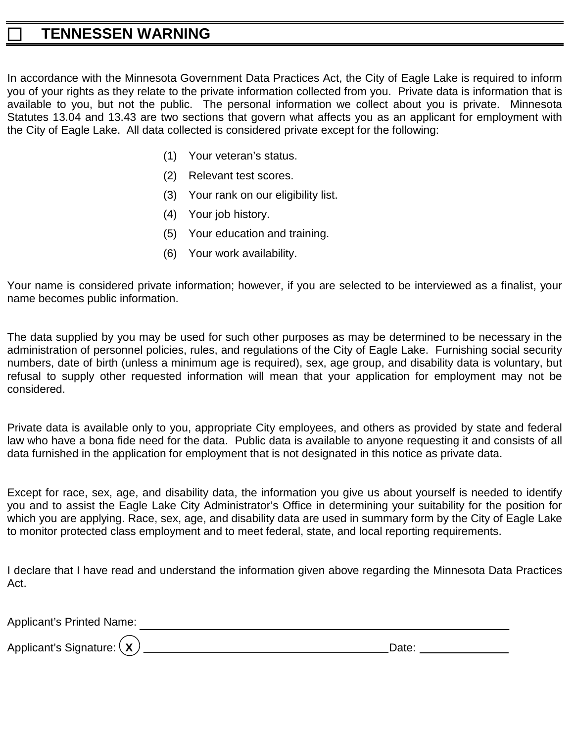## ☐ TENNESSEN WARNING

In accordance with the Minnesota Government Data Practices Act, the City of Eagle Lake is required to inform you of your rights as they relate to the private information collected from you. Private data is information that is available to you, but not the public. The personal information we collect about you is private. Minnesota Statutes 13.04 and 13.43 are two sections that govern what affects you as an applicant for employment with the City of Eagle Lake. All data collected is considered private except for the following:

(1) Your veteran's status.

(2) Relevant test scores.

(3) Your rank on our eligibility list.

(4) Your job history.

(5) Your education and training.

(6) Your work availability.

Your name is considered private information; however, if you are selected to be interviewed as a finalist, your name becomes public information.

The data supplied by you may be used for such other purposes as may be determined to be necessary in the administration of personnel policies, rules, and regulations of the City of Eagle Lake. Furnishing social security numbers, date of birth (unless a minimum age is required), sex, age group, and disability data is voluntary, but refusal to supply other requested information will mean that your application for employment may not be considered.

Private data is available only to you, appropriate City employees, and others as provided by state and federal law who have a bona fide need for the data. Public data is available to anyone requesting it and consists of all data furnished in the application for employment that is not designated in this notice as private data.

Except for race, sex, age, and disability data, the information you give us about yourself is needed to identify you and to assist the Eagle Lake City Administrator's Office in determining your suitability for the position for which you are applying. Race, sex, age, and disability data are used in summary form by the City of Eagle Lake to monitor protected class employment and to meet federal, state, and local reporting requirements.

I declare that I have read and understand the information given above regarding the Minnesota Data Practices Act.

Applicant's Printed Name: ______________________________

Applicant's Signature: (X) ______________________________ Date: ______________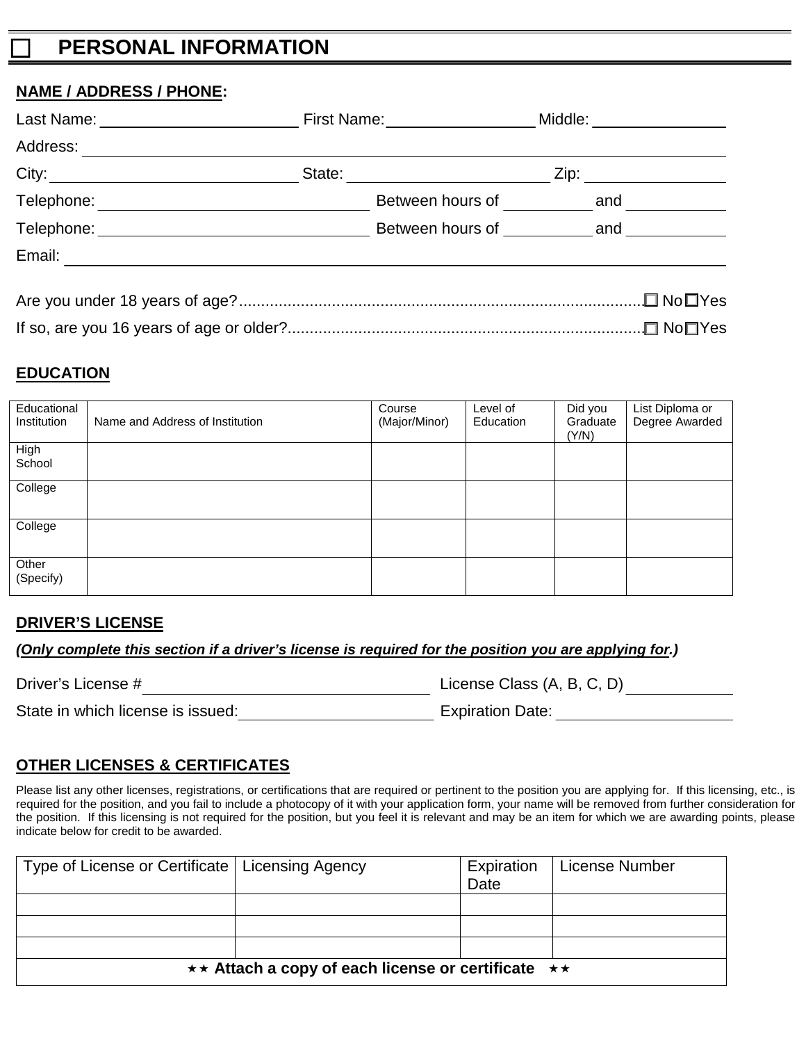# ☐ PERSONAL INFORMATION

**NAME / ADDRESS / PHONE:**

Last Name: ______________________ First Name: ________________ Middle: ______________

Address: ______________________________________________________________________

City: ____________________________ State: ______________________ Zip: _______________

Telephone: ______________________________ Between hours of __________ and ___________

Telephone: ______________________________ Between hours of __________ and ___________

Email: _________________________________________________________________________

Are you under 18 years of age?.......................................................................................☐ No ☐ Yes

If so, are you 16 years of age or older?...........................................................................☐ No ☐ Yes

**EDUCATION**

| Educational Institution | Name and Address of Institution | Course (Major/Minor) | Level of Education | Did you Graduate (Y/N) | List Diploma or Degree Awarded |
|---|---|---|---|---|---|
| High School | | | | | |
| College | | | | | |
| College | | | | | |
| Other (Specify) | | | | | |

**DRIVER'S LICENSE**

***(Only complete this section if a driver's license is required for the position you are applying for.)***

Driver's License # ________________________________ License Class (A, B, C, D) ____________

State in which license is issued: ______________________ Expiration Date: ____________________

**OTHER LICENSES & CERTIFICATES**

Please list any other licenses, registrations, or certifications that are required or pertinent to the position you are applying for. If this licensing, etc., is required for the position, and you fail to include a photocopy of it with your application form, your name will be removed from further consideration for the position. If this licensing is not required for the position, but you feel it is relevant and may be an item for which we are awarding points, please indicate below for credit to be awarded.

| Type of License or Certificate | Licensing Agency | Expiration Date | License Number |
|---|---|---|---|
| | | | |
| | | | |
| | | | |
| ★★ **Attach a copy of each license or certificate** ★★ | | | |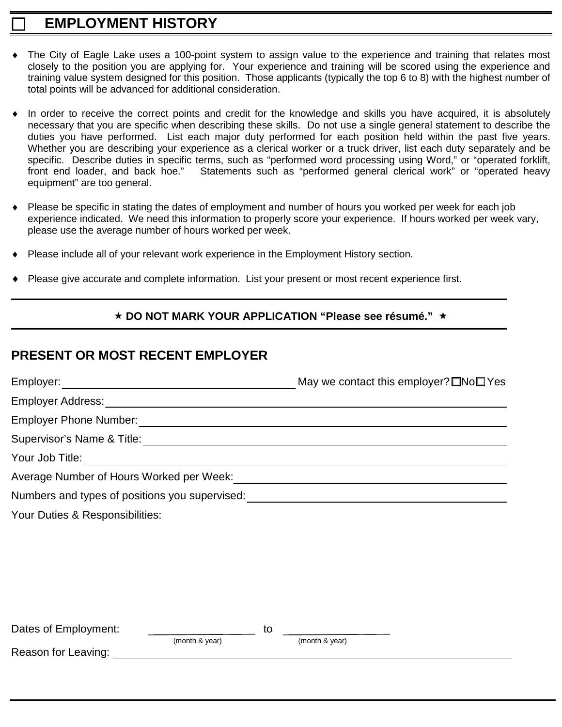# ☐ EMPLOYMENT HISTORY

- The City of Eagle Lake uses a 100-point system to assign value to the experience and training that relates most closely to the position you are applying for. Your experience and training will be scored using the experience and training value system designed for this position. Those applicants (typically the top 6 to 8) with the highest number of total points will be advanced for additional consideration.
- In order to receive the correct points and credit for the knowledge and skills you have acquired, it is absolutely necessary that you are specific when describing these skills. Do not use a single general statement to describe the duties you have performed. List each major duty performed for each position held within the past five years. Whether you are describing your experience as a clerical worker or a truck driver, list each duty separately and be specific. Describe duties in specific terms, such as "performed word processing using Word," or "operated forklift, front end loader, and back hoe." Statements such as "performed general clerical work" or "operated heavy equipment" are too general.
- Please be specific in stating the dates of employment and number of hours you worked per week for each job experience indicated. We need this information to properly score your experience. If hours worked per week vary, please use the average number of hours worked per week.
- Please include all of your relevant work experience in the Employment History section.
- Please give accurate and complete information. List your present or most recent experience first.

---

**★ DO NOT MARK YOUR APPLICATION "Please see résumé." ★**

---

## PRESENT OR MOST RECENT EMPLOYER

Employer: ______________________________ May we contact this employer? ☐No ☐ Yes

Employer Address: ______________________________

Employer Phone Number: ______________________________

Supervisor's Name & Title: ______________________________

Your Job Title: ______________________________

Average Number of Hours Worked per Week: ______________________________

Numbers and types of positions you supervised: ______________________________

Your Duties & Responsibilities:

Dates of Employment: ____________ (month & year) to ____________ (month & year)

Reason for Leaving: ______________________________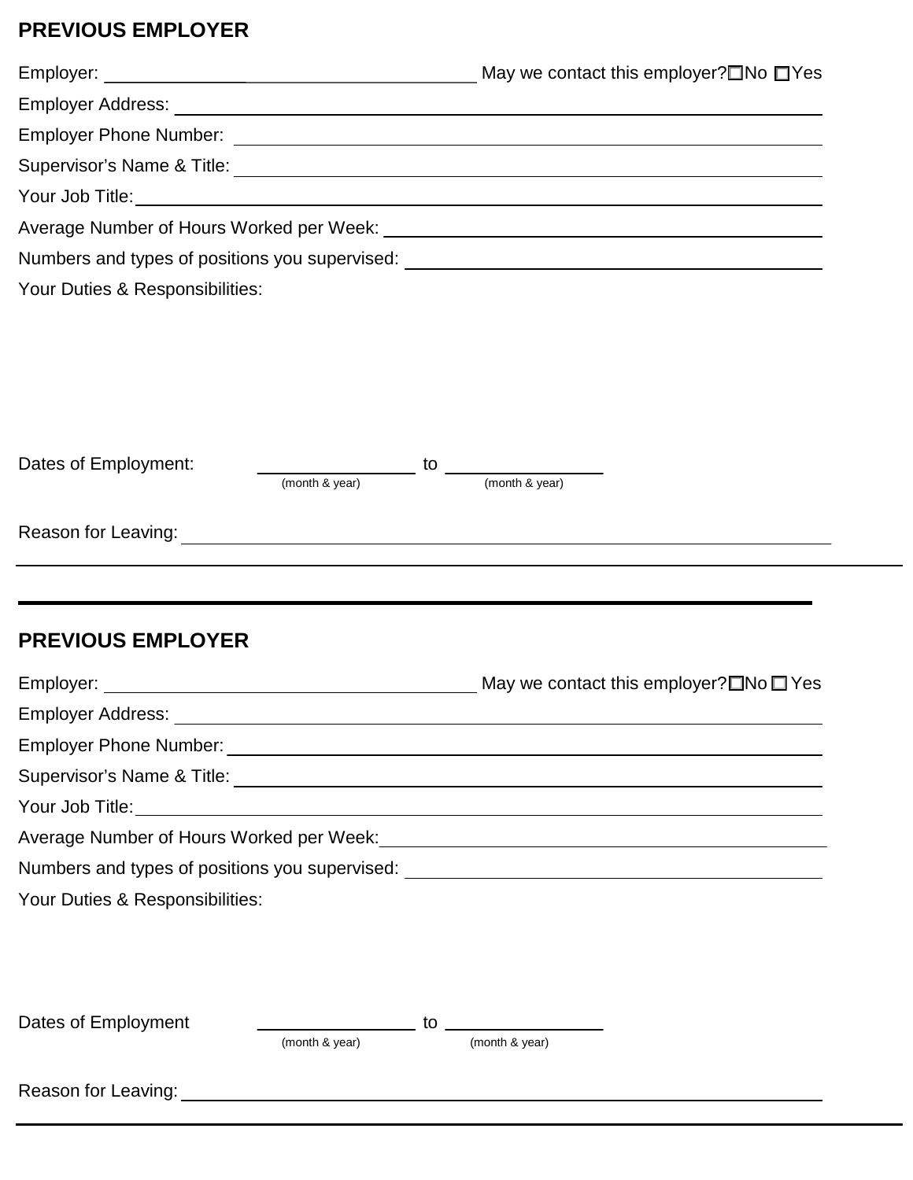## PREVIOUS EMPLOYER

Employer: ______________________________ May we contact this employer? ☐No ☐Yes

Employer Address: ______________________________

Employer Phone Number: ______________________________

Supervisor's Name & Title: ______________________________

Your Job Title: ______________________________

Average Number of Hours Worked per Week: ______________________________

Numbers and types of positions you supervised: ______________________________

Your Duties & Responsibilities:

Dates of Employment: ______________ to ______________
(month & year) (month & year)

Reason for Leaving: ______________________________

---

## PREVIOUS EMPLOYER

Employer: ______________________________ May we contact this employer? ☐No ☐ Yes

Employer Address: ______________________________

Employer Phone Number: ______________________________

Supervisor's Name & Title: ______________________________

Your Job Title: ______________________________

Average Number of Hours Worked per Week: ______________________________

Numbers and types of positions you supervised: ______________________________

Your Duties & Responsibilities:

Dates of Employment ______________ to ______________
(month & year) (month & year)

Reason for Leaving: ______________________________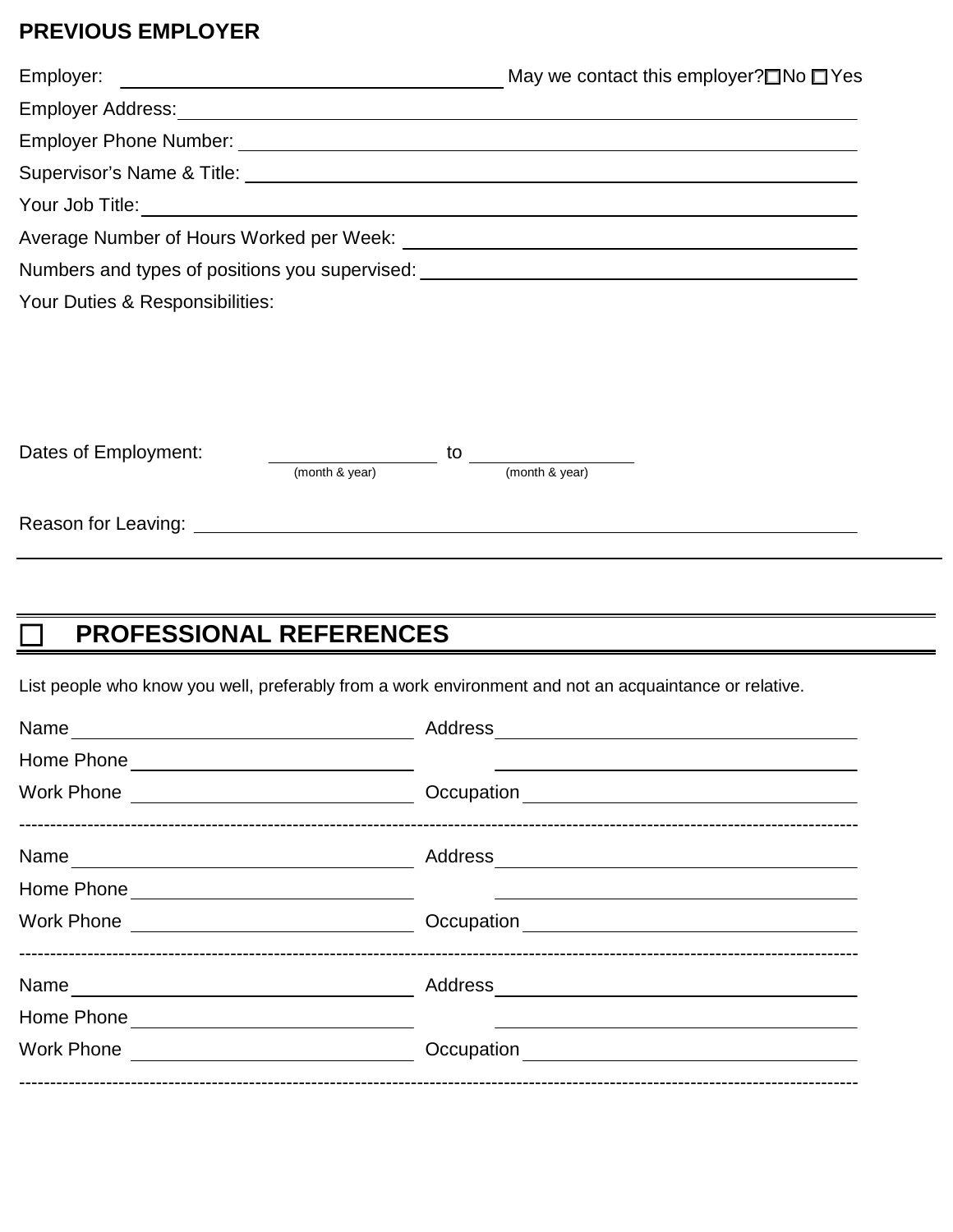## PREVIOUS EMPLOYER

Employer: ______________________________ May we contact this employer? ☐ No ☐ Yes

Employer Address: ______________________________

Employer Phone Number: ______________________________

Supervisor's Name & Title: ______________________________

Your Job Title: ______________________________

Average Number of Hours Worked per Week: ______________________________

Numbers and types of positions you supervised: ______________________________

Your Duties & Responsibilities:

Dates of Employment: ______________ to ______________
(month & year) (month & year)

Reason for Leaving: ______________________________

---

## ☐ PROFESSIONAL REFERENCES

List people who know you well, preferably from a work environment and not an acquaintance or relative.

Name ______________________ Address ______________________

Home Phone ______________________ ______________________

Work Phone ______________________ Occupation ______________________

-----------------------------------------------------------------------------------------------------------------------------------

Name ______________________ Address ______________________

Home Phone ______________________ ______________________

Work Phone ______________________ Occupation ______________________

-----------------------------------------------------------------------------------------------------------------------------------

Name ______________________ Address ______________________

Home Phone ______________________ ______________________

Work Phone ______________________ Occupation ______________________

-----------------------------------------------------------------------------------------------------------------------------------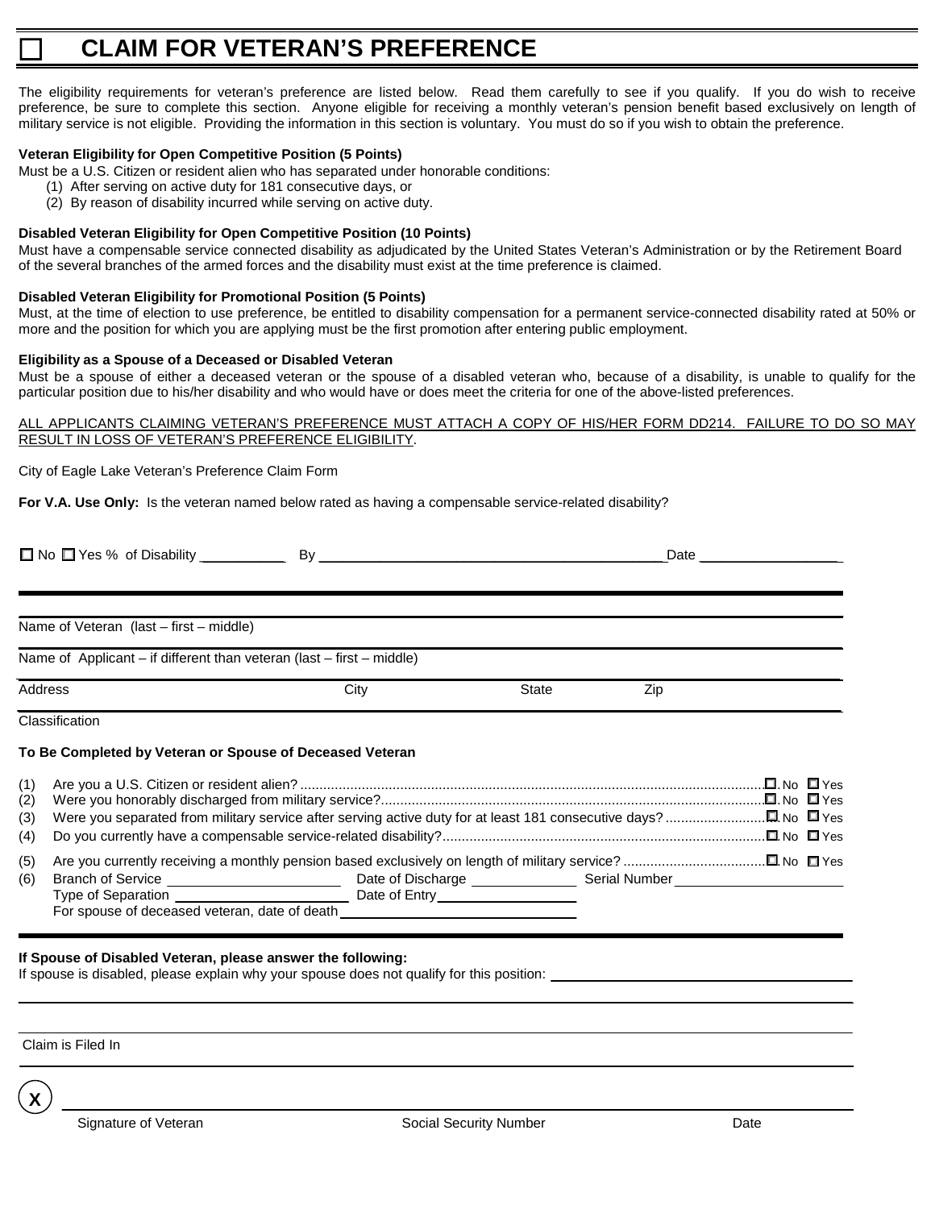# ☐ CLAIM FOR VETERAN'S PREFERENCE

The eligibility requirements for veteran's preference are listed below. Read them carefully to see if you qualify. If you do wish to receive preference, be sure to complete this section. Anyone eligible for receiving a monthly veteran's pension benefit based exclusively on length of military service is not eligible. Providing the information in this section is voluntary. You must do so if you wish to obtain the preference.

**Veteran Eligibility for Open Competitive Position (5 Points)**

Must be a U.S. Citizen or resident alien who has separated under honorable conditions:

(1) After serving on active duty for 181 consecutive days, or
(2) By reason of disability incurred while serving on active duty.

**Disabled Veteran Eligibility for Open Competitive Position (10 Points)**

Must have a compensable service connected disability as adjudicated by the United States Veteran's Administration or by the Retirement Board of the several branches of the armed forces and the disability must exist at the time preference is claimed.

**Disabled Veteran Eligibility for Promotional Position (5 Points)**

Must, at the time of election to use preference, be entitled to disability compensation for a permanent service-connected disability rated at 50% or more and the position for which you are applying must be the first promotion after entering public employment.

**Eligibility as a Spouse of a Deceased or Disabled Veteran**

Must be a spouse of either a deceased veteran or the spouse of a disabled veteran who, because of a disability, is unable to qualify for the particular position due to his/her disability and who would have or does meet the criteria for one of the above-listed preferences.

ALL APPLICANTS CLAIMING VETERAN'S PREFERENCE MUST ATTACH A COPY OF HIS/HER FORM DD214. FAILURE TO DO SO MAY RESULT IN LOSS OF VETERAN'S PREFERENCE ELIGIBILITY.

City of Eagle Lake Veteran's Preference Claim Form

**For V.A. Use Only:** Is the veteran named below rated as having a compensable service-related disability?

☐ No ☐ Yes % of Disability __________ By ______________________________ Date ______________

---

Name of Veteran (last – first – middle)

Name of Applicant – if different than veteran (last – first – middle)

Address | City | State | Zip

Classification

**To Be Completed by Veteran or Spouse of Deceased Veteran**

(1) Are you a U.S. Citizen or resident alien? ........ ☐ No ☐ Yes
(2) Were you honorably discharged from military service? ........ ☐ No ☐ Yes
(3) Were you separated from military service after serving active duty for at least 181 consecutive days? ........ ☐ No ☐ Yes
(4) Do you currently have a compensable service-related disability? ........ ☐ No ☐ Yes
(5) Are you currently receiving a monthly pension based exclusively on length of military service? ........ ☐ No ☐ Yes
(6) Branch of Service ______________ Date of Discharge ______________ Serial Number ______________
Type of Separation ______________ Date of Entry ______________
For spouse of deceased veteran, date of death ______________

---

**If Spouse of Disabled Veteran, please answer the following:**

If spouse is disabled, please explain why your spouse does not qualify for this position: ______________

Claim is Filed In

X ______________________________

Signature of Veteran | Social Security Number | Date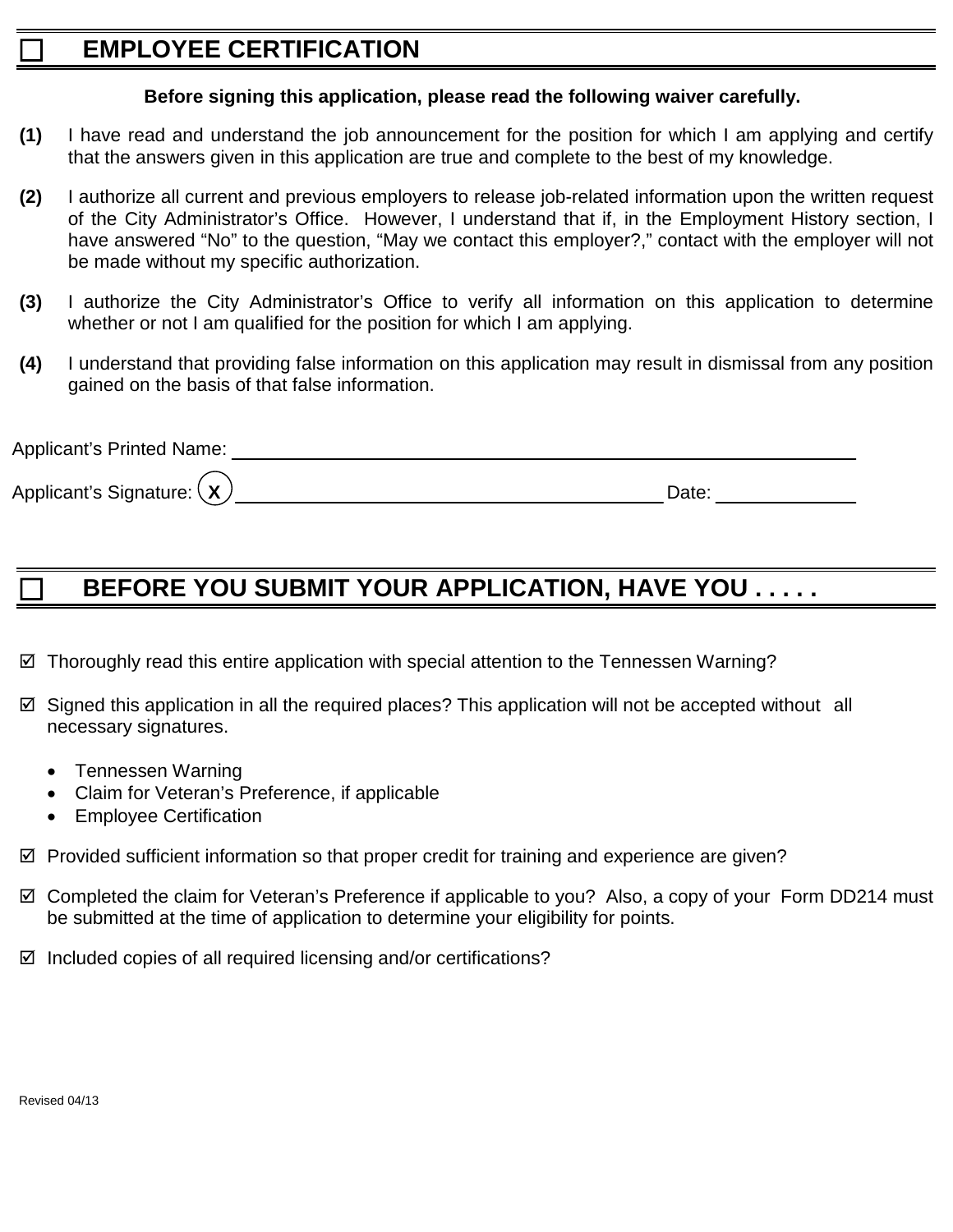## ☐ EMPLOYEE CERTIFICATION

**Before signing this application, please read the following waiver carefully.**

**(1)** I have read and understand the job announcement for the position for which I am applying and certify that the answers given in this application are true and complete to the best of my knowledge.

**(2)** I authorize all current and previous employers to release job-related information upon the written request of the City Administrator's Office. However, I understand that if, in the Employment History section, I have answered "No" to the question, "May we contact this employer?," contact with the employer will not be made without my specific authorization.

**(3)** I authorize the City Administrator's Office to verify all information on this application to determine whether or not I am qualified for the position for which I am applying.

**(4)** I understand that providing false information on this application may result in dismissal from any position gained on the basis of that false information.

Applicant's Printed Name: ______________________________________________

Applicant's Signature: (X) ______________________________ Date: __________

## ☐ BEFORE YOU SUBMIT YOUR APPLICATION, HAVE YOU . . . . .

☑ Thoroughly read this entire application with special attention to the Tennessen Warning?

☑ Signed this application in all the required places? This application will not be accepted without all necessary signatures.

- Tennessen Warning
- Claim for Veteran's Preference, if applicable
- Employee Certification

☑ Provided sufficient information so that proper credit for training and experience are given?

☑ Completed the claim for Veteran's Preference if applicable to you? Also, a copy of your Form DD214 must be submitted at the time of application to determine your eligibility for points.

☑ Included copies of all required licensing and/or certifications?

Revised 04/13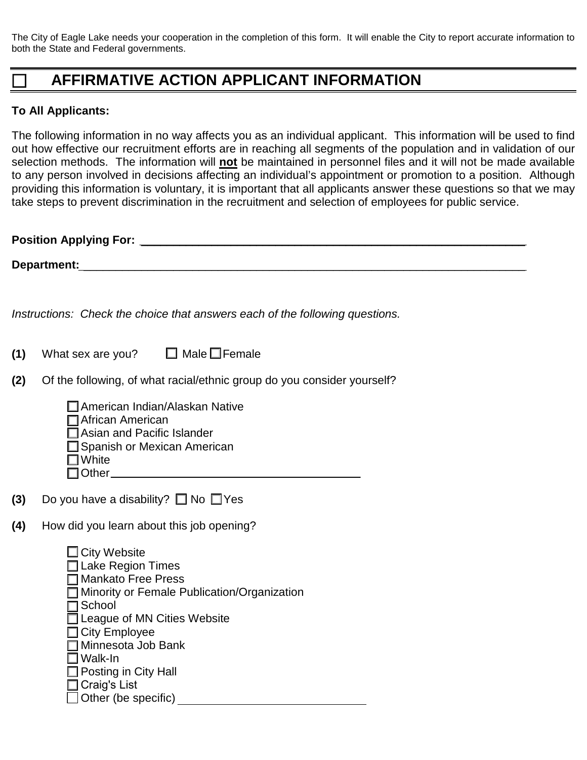The City of Eagle Lake needs your cooperation in the completion of this form. It will enable the City to report accurate information to both the State and Federal governments.

# ☐ AFFIRMATIVE ACTION APPLICANT INFORMATION

**To All Applicants:**

The following information in no way affects you as an individual applicant. This information will be used to find out how effective our recruitment efforts are in reaching all segments of the population and in validation of our selection methods. The information will **not** be maintained in personnel files and it will not be made available to any person involved in decisions affecting an individual's appointment or promotion to a position. Although providing this information is voluntary, it is important that all applicants answer these questions so that we may take steps to prevent discrimination in the recruitment and selection of employees for public service.

**Position Applying For:** ____________________________________________________________

**Department:**_______________________________________________________________________

*Instructions: Check the choice that answers each of the following questions.*

**(1)** What sex are you? ☐ Male ☐ Female

**(2)** Of the following, of what racial/ethnic group do you consider yourself?

- ☐ American Indian/Alaskan Native
- ☐ African American
- ☐ Asian and Pacific Islander
- ☐ Spanish or Mexican American
- ☐ White
- ☐ Other ________________________________________

**(3)** Do you have a disability? ☐ No ☐ Yes

**(4)** How did you learn about this job opening?

- ☐ City Website
- ☐ Lake Region Times
- ☐ Mankato Free Press
- ☐ Minority or Female Publication/Organization
- ☐ School
- ☐ League of MN Cities Website
- ☐ City Employee
- ☐ Minnesota Job Bank
- ☐ Walk-In
- ☐ Posting in City Hall
- ☐ Craig's List
- ☐ Other (be specific) ______________________________